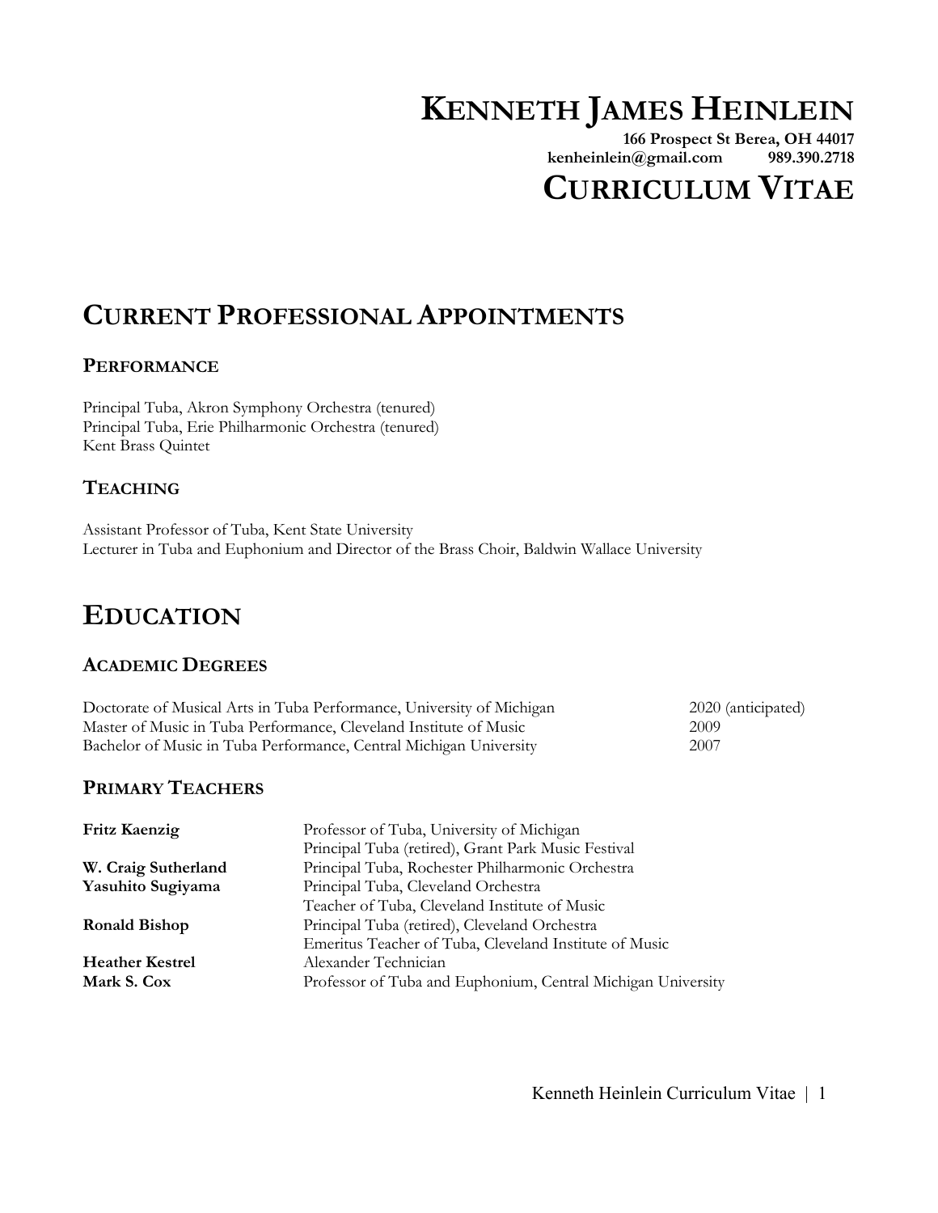# Kenneth James Heinlein

**166 Prospect St Berea, OH 44017**
**kenheinlein@gmail.com 989.390.2718**

# Curriculum Vitae

## Current Professional Appointments

### Performance

Principal Tuba, Akron Symphony Orchestra (tenured)
Principal Tuba, Erie Philharmonic Orchestra (tenured)
Kent Brass Quintet

### Teaching

Assistant Professor of Tuba, Kent State University
Lecturer in Tuba and Euphonium and Director of the Brass Choir, Baldwin Wallace University

## Education

### Academic Degrees

| Degree | Year |
|---|---|
| Doctorate of Musical Arts in Tuba Performance, University of Michigan | 2020 (anticipated) |
| Master of Music in Tuba Performance, Cleveland Institute of Music | 2009 |
| Bachelor of Music in Tuba Performance, Central Michigan University | 2007 |

### Primary Teachers

| Teacher | Position |
|---|---|
| **Fritz Kaenzig** | Professor of Tuba, University of Michigan<br>Principal Tuba (retired), Grant Park Music Festival |
| **W. Craig Sutherland** | Principal Tuba, Rochester Philharmonic Orchestra |
| **Yasuhito Sugiyama** | Principal Tuba, Cleveland Orchestra<br>Teacher of Tuba, Cleveland Institute of Music |
| **Ronald Bishop** | Principal Tuba (retired), Cleveland Orchestra<br>Emeritus Teacher of Tuba, Cleveland Institute of Music |
| **Heather Kestrel** | Alexander Technician |
| **Mark S. Cox** | Professor of Tuba and Euphonium, Central Michigan University |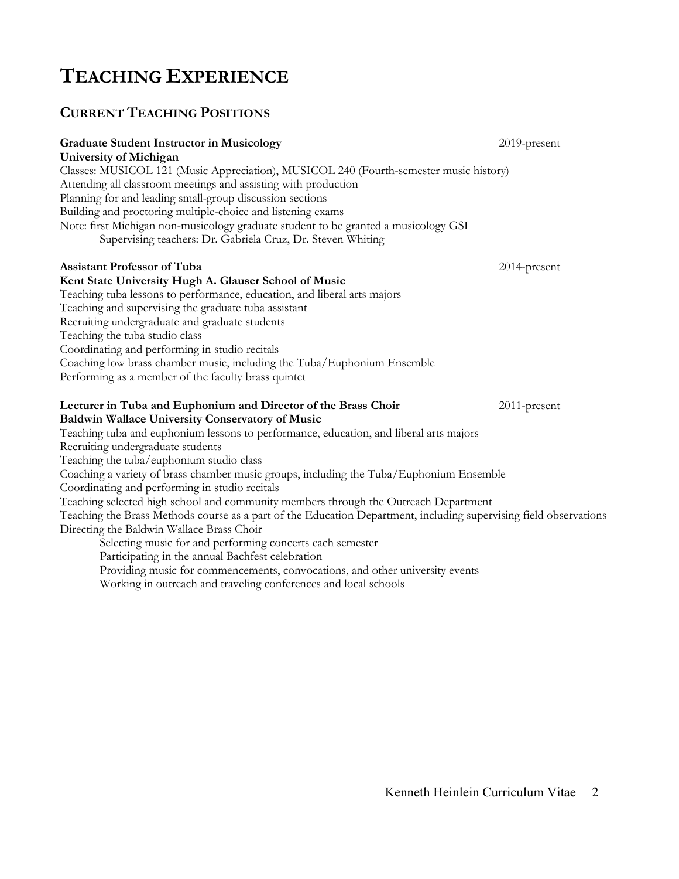# TEACHING EXPERIENCE

## CURRENT TEACHING POSITIONS

**Graduate Student Instructor in Musicology** 2019-present
**University of Michigan**
Classes: MUSICOL 121 (Music Appreciation), MUSICOL 240 (Fourth-semester music history)
Attending all classroom meetings and assisting with production
Planning for and leading small-group discussion sections
Building and proctoring multiple-choice and listening exams
Note: first Michigan non-musicology graduate student to be granted a musicology GSI
Supervising teachers: Dr. Gabriela Cruz, Dr. Steven Whiting

**Assistant Professor of Tuba** 2014-present
**Kent State University Hugh A. Glauser School of Music**
Teaching tuba lessons to performance, education, and liberal arts majors
Teaching and supervising the graduate tuba assistant
Recruiting undergraduate and graduate students
Teaching the tuba studio class
Coordinating and performing in studio recitals
Coaching low brass chamber music, including the Tuba/Euphonium Ensemble
Performing as a member of the faculty brass quintet

**Lecturer in Tuba and Euphonium and Director of the Brass Choir** 2011-present
**Baldwin Wallace University Conservatory of Music**
Teaching tuba and euphonium lessons to performance, education, and liberal arts majors
Recruiting undergraduate students
Teaching the tuba/euphonium studio class
Coaching a variety of brass chamber music groups, including the Tuba/Euphonium Ensemble
Coordinating and performing in studio recitals
Teaching selected high school and community members through the Outreach Department
Teaching the Brass Methods course as a part of the Education Department, including supervising field observations
Directing the Baldwin Wallace Brass Choir
Selecting music for and performing concerts each semester
Participating in the annual Bachfest celebration
Providing music for commencements, convocations, and other university events
Working in outreach and traveling conferences and local schools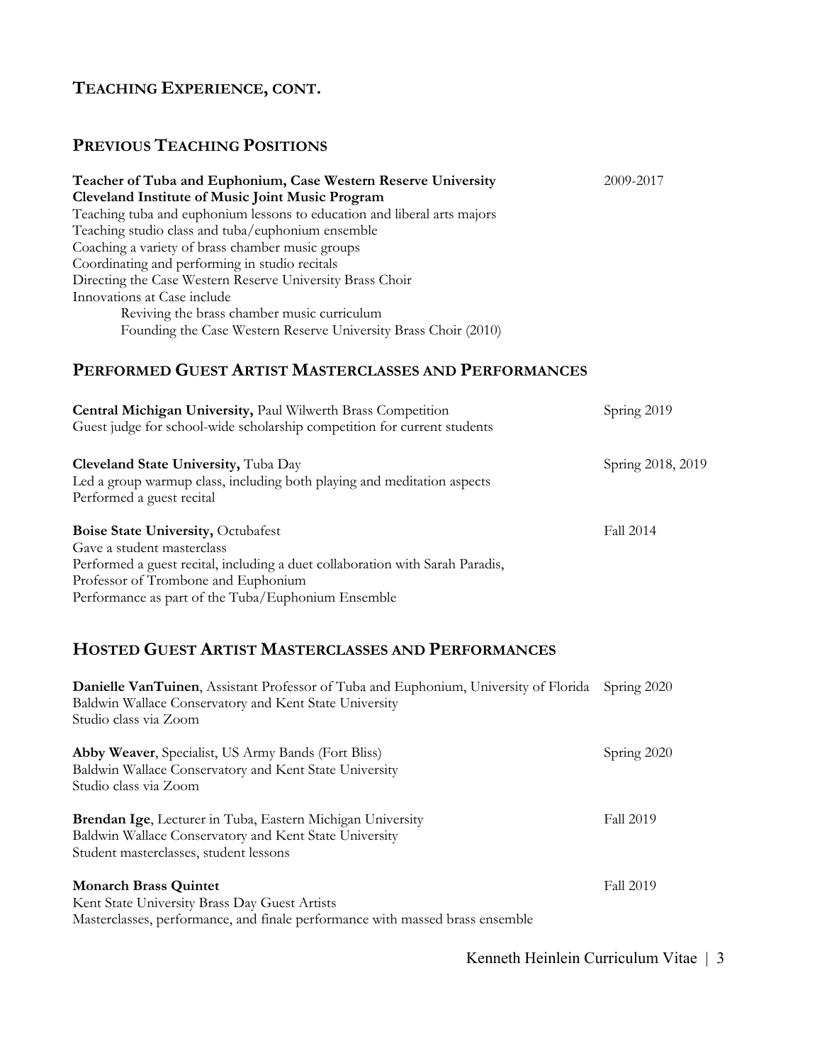## TEACHING EXPERIENCE, CONT.

## PREVIOUS TEACHING POSITIONS

**Teacher of Tuba and Euphonium, Case Western Reserve University** 2009-2017
**Cleveland Institute of Music Joint Music Program**
Teaching tuba and euphonium lessons to education and liberal arts majors
Teaching studio class and tuba/euphonium ensemble
Coaching a variety of brass chamber music groups
Coordinating and performing in studio recitals
Directing the Case Western Reserve University Brass Choir
Innovations at Case include
- Reviving the brass chamber music curriculum
- Founding the Case Western Reserve University Brass Choir (2010)

## PERFORMED GUEST ARTIST MASTERCLASSES AND PERFORMANCES

**Central Michigan University,** Paul Wilwerth Brass Competition — Spring 2019
Guest judge for school-wide scholarship competition for current students

**Cleveland State University,** Tuba Day — Spring 2018, 2019
Led a group warmup class, including both playing and meditation aspects
Performed a guest recital

**Boise State University,** Octubafest — Fall 2014
Gave a student masterclass
Performed a guest recital, including a duet collaboration with Sarah Paradis, Professor of Trombone and Euphonium
Performance as part of the Tuba/Euphonium Ensemble

## HOSTED GUEST ARTIST MASTERCLASSES AND PERFORMANCES

**Danielle VanTuinen**, Assistant Professor of Tuba and Euphonium, University of Florida — Spring 2020
Baldwin Wallace Conservatory and Kent State University
Studio class via Zoom

**Abby Weaver**, Specialist, US Army Bands (Fort Bliss) — Spring 2020
Baldwin Wallace Conservatory and Kent State University
Studio class via Zoom

**Brendan Ige**, Lecturer in Tuba, Eastern Michigan University — Fall 2019
Baldwin Wallace Conservatory and Kent State University
Student masterclasses, student lessons

**Monarch Brass Quintet** — Fall 2019
Kent State University Brass Day Guest Artists
Masterclasses, performance, and finale performance with massed brass ensemble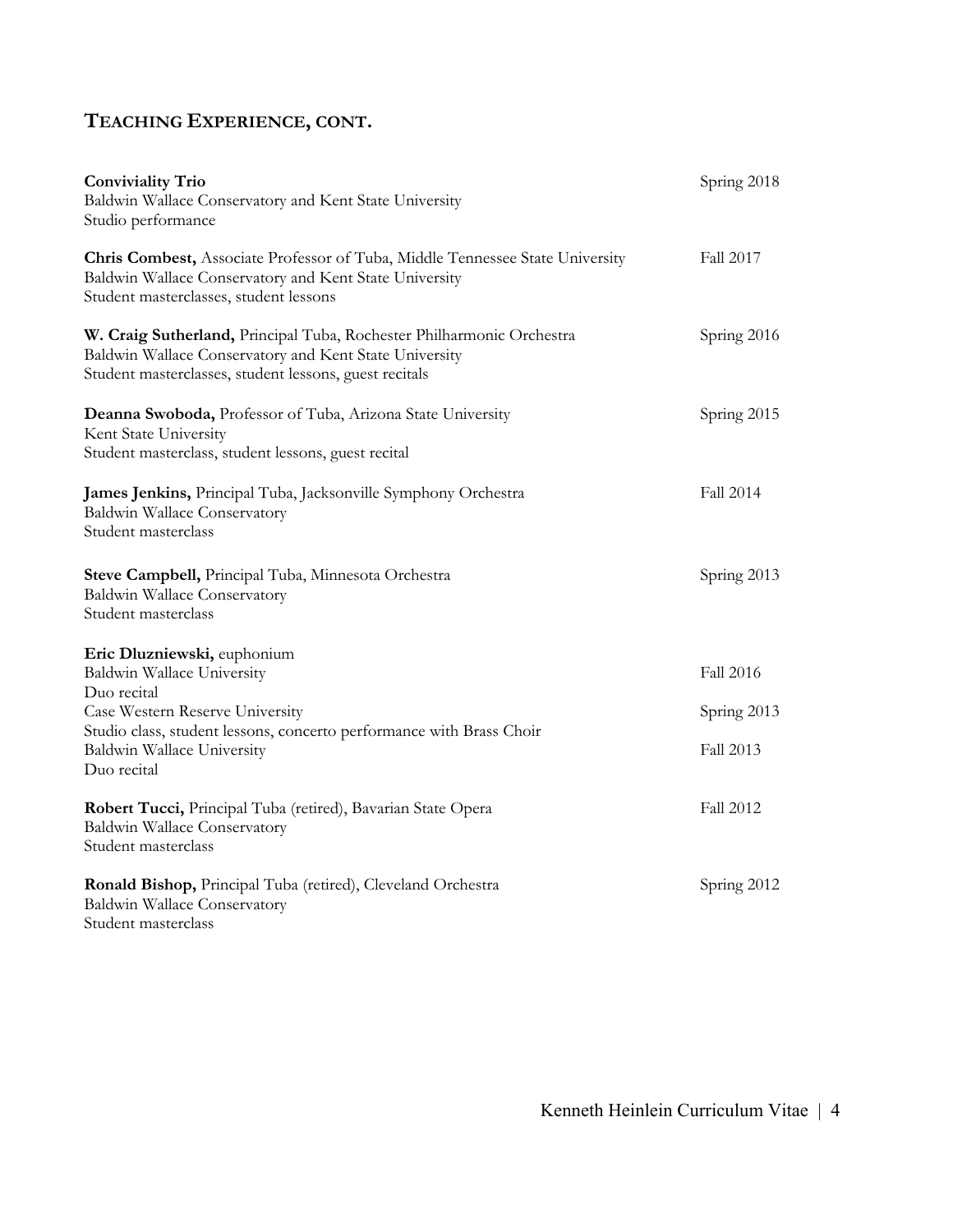## TEACHING EXPERIENCE, CONT.

**Conviviality Trio** — Spring 2018
Baldwin Wallace Conservatory and Kent State University
Studio performance

**Chris Combest,** Associate Professor of Tuba, Middle Tennessee State University — Fall 2017
Baldwin Wallace Conservatory and Kent State University
Student masterclasses, student lessons

**W. Craig Sutherland,** Principal Tuba, Rochester Philharmonic Orchestra — Spring 2016
Baldwin Wallace Conservatory and Kent State University
Student masterclasses, student lessons, guest recitals

**Deanna Swoboda,** Professor of Tuba, Arizona State University — Spring 2015
Kent State University
Student masterclass, student lessons, guest recital

**James Jenkins,** Principal Tuba, Jacksonville Symphony Orchestra — Fall 2014
Baldwin Wallace Conservatory
Student masterclass

**Steve Campbell,** Principal Tuba, Minnesota Orchestra — Spring 2013
Baldwin Wallace Conservatory
Student masterclass

**Eric Dluzniewski,** euphonium
Baldwin Wallace University — Fall 2016
Duo recital
Case Western Reserve University — Spring 2013
Studio class, student lessons, concerto performance with Brass Choir
Baldwin Wallace University — Fall 2013
Duo recital

**Robert Tucci,** Principal Tuba (retired), Bavarian State Opera — Fall 2012
Baldwin Wallace Conservatory
Student masterclass

**Ronald Bishop,** Principal Tuba (retired), Cleveland Orchestra — Spring 2012
Baldwin Wallace Conservatory
Student masterclass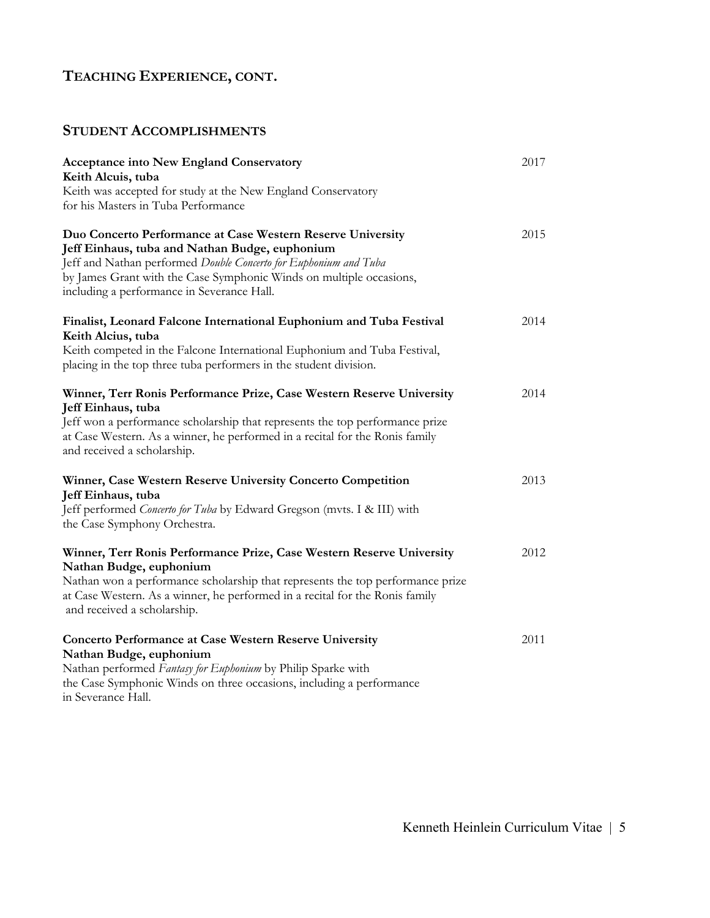## TEACHING EXPERIENCE, CONT.

## STUDENT ACCOMPLISHMENTS

**Acceptance into New England Conservatory** 2017
**Keith Alcuis, tuba**
Keith was accepted for study at the New England Conservatory for his Masters in Tuba Performance

**Duo Concerto Performance at Case Western Reserve University** 2015
**Jeff Einhaus, tuba and Nathan Budge, euphonium**
Jeff and Nathan performed *Double Concerto for Euphonium and Tuba* by James Grant with the Case Symphonic Winds on multiple occasions, including a performance in Severance Hall.

**Finalist, Leonard Falcone International Euphonium and Tuba Festival** 2014
**Keith Alcius, tuba**
Keith competed in the Falcone International Euphonium and Tuba Festival, placing in the top three tuba performers in the student division.

**Winner, Terr Ronis Performance Prize, Case Western Reserve University** 2014
**Jeff Einhaus, tuba**
Jeff won a performance scholarship that represents the top performance prize at Case Western. As a winner, he performed in a recital for the Ronis family and received a scholarship.

**Winner, Case Western Reserve University Concerto Competition** 2013
**Jeff Einhaus, tuba**
Jeff performed *Concerto for Tuba* by Edward Gregson (mvts. I & III) with the Case Symphony Orchestra.

**Winner, Terr Ronis Performance Prize, Case Western Reserve University** 2012
**Nathan Budge, euphonium**
Nathan won a performance scholarship that represents the top performance prize at Case Western. As a winner, he performed in a recital for the Ronis family and received a scholarship.

**Concerto Performance at Case Western Reserve University** 2011
**Nathan Budge, euphonium**
Nathan performed *Fantasy for Euphonium* by Philip Sparke with the Case Symphonic Winds on three occasions, including a performance in Severance Hall.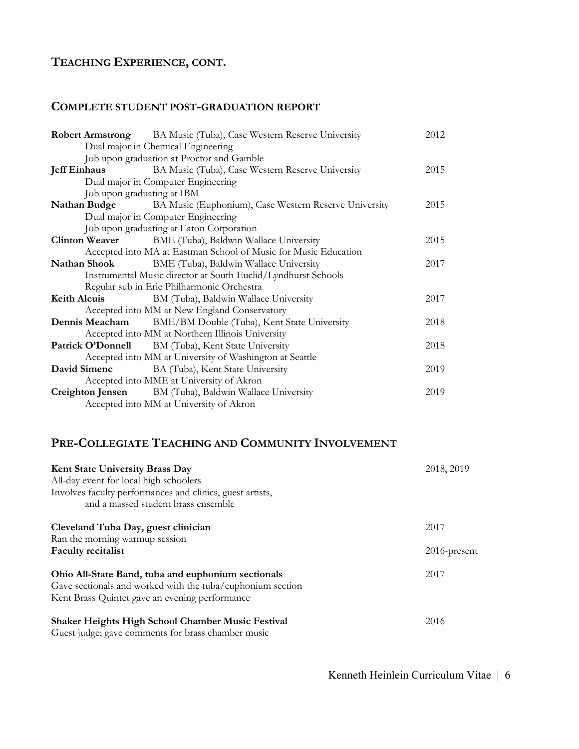## TEACHING EXPERIENCE, CONT.

### COMPLETE STUDENT POST-GRADUATION REPORT

**Robert Armstrong** BA Music (Tuba), Case Western Reserve University 2012
Dual major in Chemical Engineering
Job upon graduation at Proctor and Gamble

**Jeff Einhaus** BA Music (Tuba), Case Western Reserve University 2015
Dual major in Computer Engineering
Job upon graduating at IBM

**Nathan Budge** BA Music (Euphonium), Case Western Reserve University 2015
Dual major in Computer Engineering
Job upon graduating at Eaton Corporation

**Clinton Weaver** BME (Tuba), Baldwin Wallace University 2015
Accepted into MA at Eastman School of Music for Music Education

**Nathan Shook** BME (Tuba), Baldwin Wallace University 2017
Instrumental Music director at South Euclid/Lyndhurst Schools
Regular sub in Erie Philharmonic Orchestra

**Keith Alcuis** BM (Tuba), Baldwin Wallace University 2017
Accepted into MM at New England Conservatory

**Dennis Meacham** BME/BM Double (Tuba), Kent State University 2018
Accepted into MM at Northern Illinois University

**Patrick O'Donnell** BM (Tuba), Kent State University 2018
Accepted into MM at University of Washington at Seattle

**David Simenc** BA (Tuba), Kent State University 2019
Accepted into MME at University of Akron

**Creighton Jensen** BM (Tuba), Baldwin Wallace University 2019
Accepted into MM at University of Akron

## PRE-COLLEGIATE TEACHING AND COMMUNITY INVOLVEMENT

**Kent State University Brass Day** 2018, 2019
All-day event for local high schoolers
Involves faculty performances and clinics, guest artists,
and a massed student brass ensemble

**Cleveland Tuba Day, guest clinician** 2017
Ran the morning warmup session

**Faculty recitalist** 2016-present

**Ohio All-State Band, tuba and euphonium sectionals** 2017
Gave sectionals and worked with the tuba/euphonium section
Kent Brass Quintet gave an evening performance

**Shaker Heights High School Chamber Music Festival** 2016
Guest judge; gave comments for brass chamber music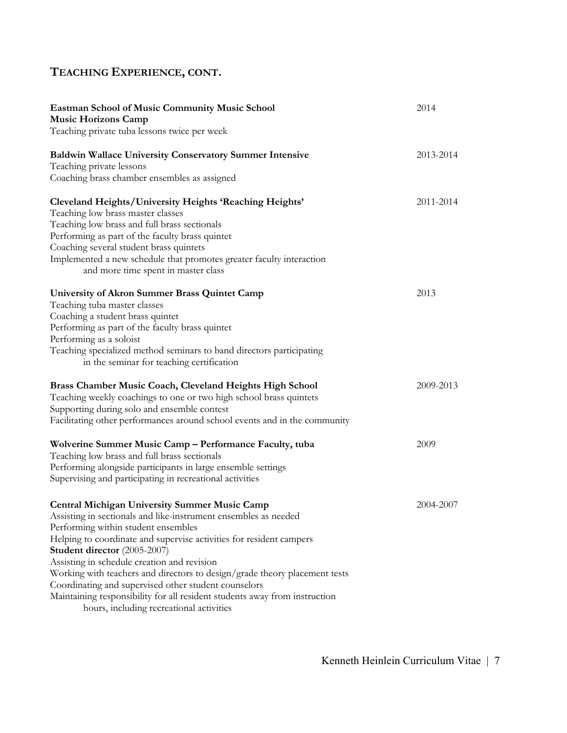## TEACHING EXPERIENCE, CONT.

**Eastman School of Music Community Music School** 2014
**Music Horizons Camp**
Teaching private tuba lessons twice per week

**Baldwin Wallace University Conservatory Summer Intensive** 2013-2014
Teaching private lessons
Coaching brass chamber ensembles as assigned

**Cleveland Heights/University Heights 'Reaching Heights'** 2011-2014
Teaching low brass master classes
Teaching low brass and full brass sectionals
Performing as part of the faculty brass quintet
Coaching several student brass quintets
Implemented a new schedule that promotes greater faculty interaction and more time spent in master class

**University of Akron Summer Brass Quintet Camp** 2013
Teaching tuba master classes
Coaching a student brass quintet
Performing as part of the faculty brass quintet
Performing as a soloist
Teaching specialized method seminars to band directors participating in the seminar for teaching certification

**Brass Chamber Music Coach, Cleveland Heights High School** 2009-2013
Teaching weekly coachings to one or two high school brass quintets
Supporting during solo and ensemble contest
Facilitating other performances around school events and in the community

**Wolverine Summer Music Camp – Performance Faculty, tuba** 2009
Teaching low brass and full brass sectionals
Performing alongside participants in large ensemble settings
Supervising and participating in recreational activities

**Central Michigan University Summer Music Camp** 2004-2007
Assisting in sectionals and like-instrument ensembles as needed
Performing within student ensembles
Helping to coordinate and supervise activities for resident campers
**Student director** (2005-2007)
Assisting in schedule creation and revision
Working with teachers and directors to design/grade theory placement tests
Coordinating and supervised other student counselors
Maintaining responsibility for all resident students away from instruction hours, including recreational activities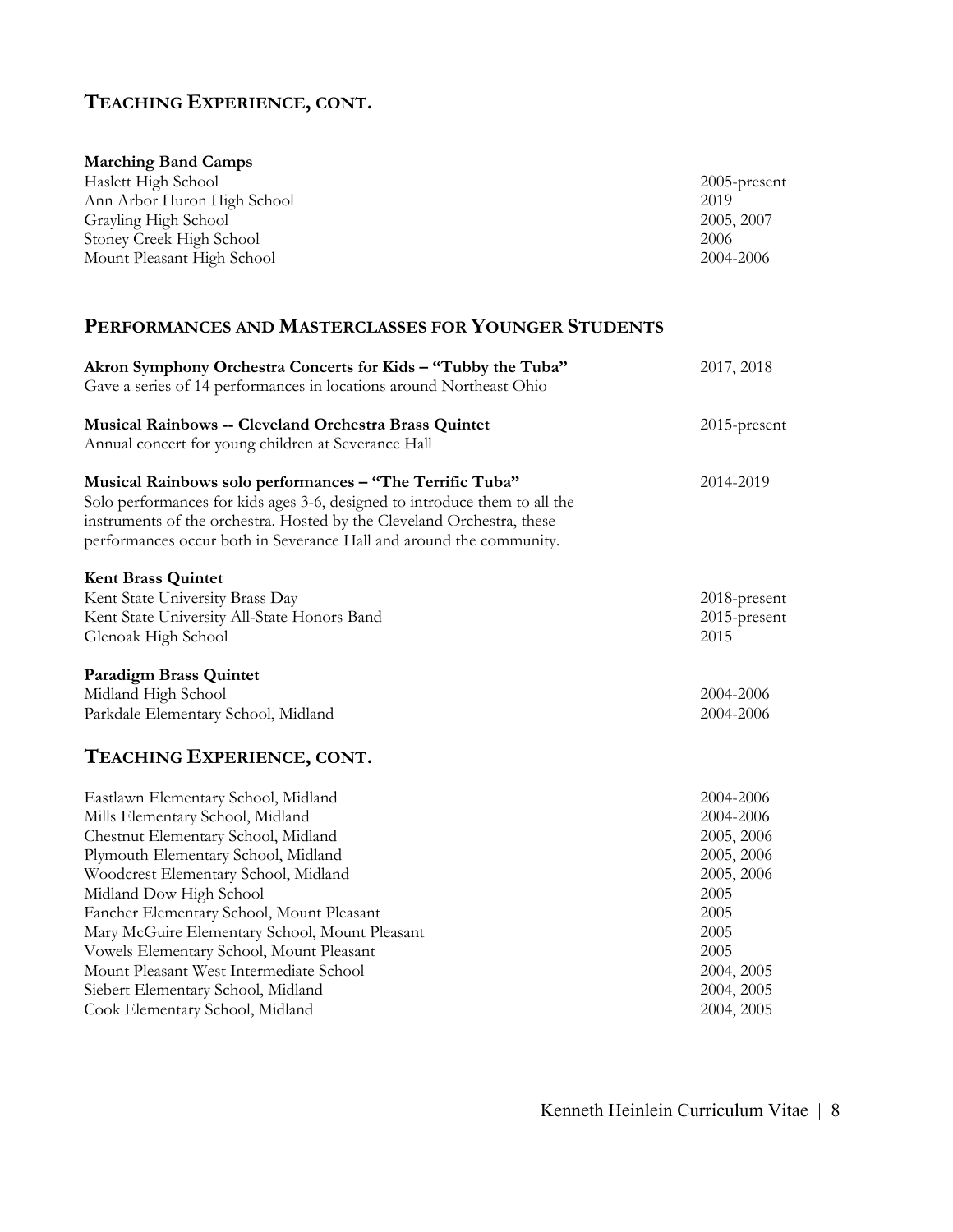## TEACHING EXPERIENCE, CONT.

**Marching Band Camps**

| | |
|---|---|
| Haslett High School | 2005-present |
| Ann Arbor Huron High School | 2019 |
| Grayling High School | 2005, 2007 |
| Stoney Creek High School | 2006 |
| Mount Pleasant High School | 2004-2006 |

## PERFORMANCES AND MASTERCLASSES FOR YOUNGER STUDENTS

**Akron Symphony Orchestra Concerts for Kids – "Tubby the Tuba"** — 2017, 2018
Gave a series of 14 performances in locations around Northeast Ohio

**Musical Rainbows -- Cleveland Orchestra Brass Quintet** — 2015-present
Annual concert for young children at Severance Hall

**Musical Rainbows solo performances – "The Terrific Tuba"** — 2014-2019
Solo performances for kids ages 3-6, designed to introduce them to all the instruments of the orchestra. Hosted by the Cleveland Orchestra, these performances occur both in Severance Hall and around the community.

**Kent Brass Quintet**

| | |
|---|---|
| Kent State University Brass Day | 2018-present |
| Kent State University All-State Honors Band | 2015-present |
| Glenoak High School | 2015 |

**Paradigm Brass Quintet**

| | |
|---|---|
| Midland High School | 2004-2006 |
| Parkdale Elementary School, Midland | 2004-2006 |

## TEACHING EXPERIENCE, CONT.

| | |
|---|---|
| Eastlawn Elementary School, Midland | 2004-2006 |
| Mills Elementary School, Midland | 2004-2006 |
| Chestnut Elementary School, Midland | 2005, 2006 |
| Plymouth Elementary School, Midland | 2005, 2006 |
| Woodcrest Elementary School, Midland | 2005, 2006 |
| Midland Dow High School | 2005 |
| Fancher Elementary School, Mount Pleasant | 2005 |
| Mary McGuire Elementary School, Mount Pleasant | 2005 |
| Vowels Elementary School, Mount Pleasant | 2005 |
| Mount Pleasant West Intermediate School | 2004, 2005 |
| Siebert Elementary School, Midland | 2004, 2005 |
| Cook Elementary School, Midland | 2004, 2005 |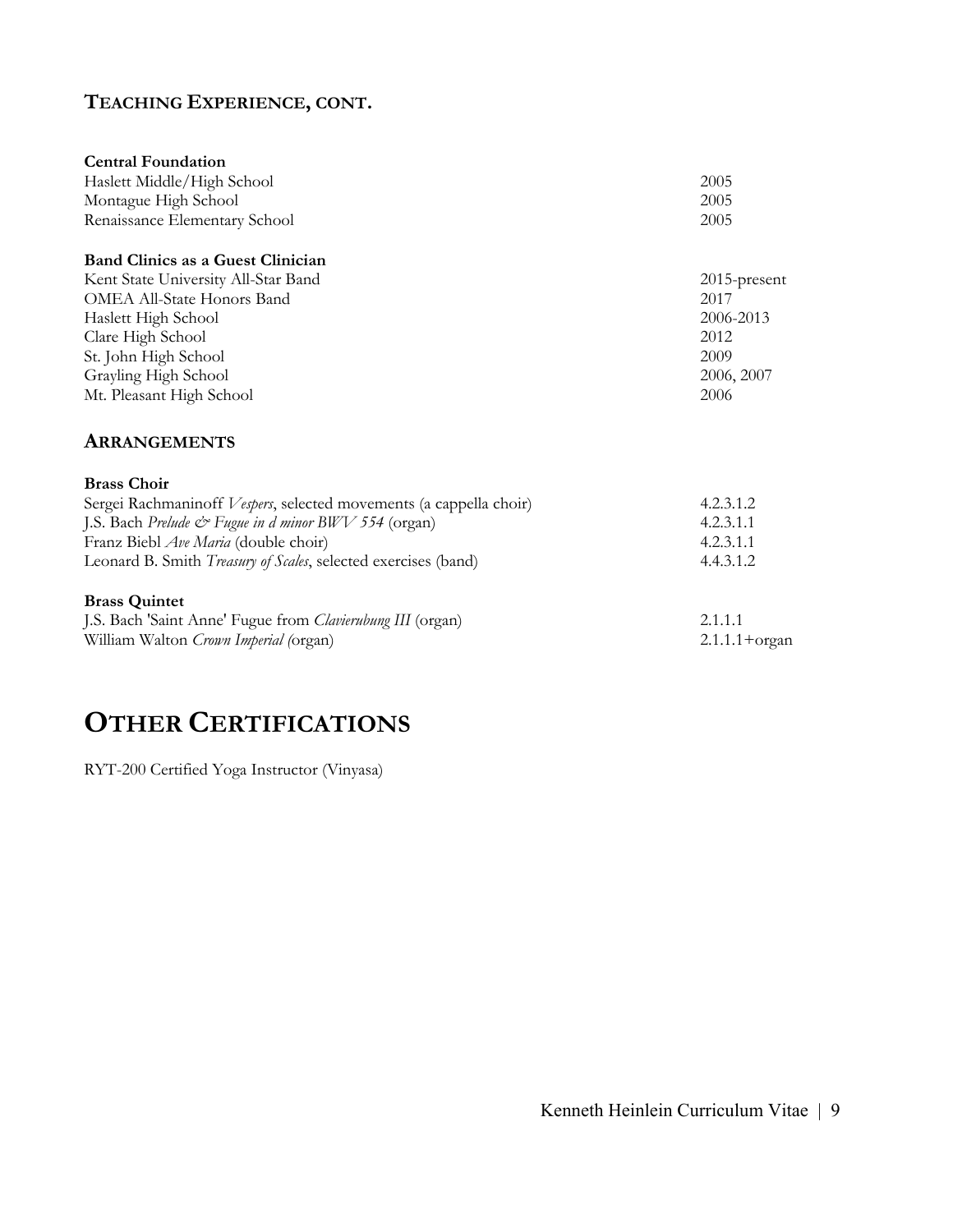## Teaching Experience, cont.

**Central Foundation**

| | |
|---|---|
| Haslett Middle/High School | 2005 |
| Montague High School | 2005 |
| Renaissance Elementary School | 2005 |

**Band Clinics as a Guest Clinician**

| | |
|---|---|
| Kent State University All-Star Band | 2015-present |
| OMEA All-State Honors Band | 2017 |
| Haslett High School | 2006-2013 |
| Clare High School | 2012 |
| St. John High School | 2009 |
| Grayling High School | 2006, 2007 |
| Mt. Pleasant High School | 2006 |

## Arrangements

**Brass Choir**

| | |
|---|---|
| Sergei Rachmaninoff *Vespers*, selected movements (a cappella choir) | 4.2.3.1.2 |
| J.S. Bach *Prelude & Fugue in d minor BWV 554* (organ) | 4.2.3.1.1 |
| Franz Biebl *Ave Maria* (double choir) | 4.2.3.1.1 |
| Leonard B. Smith *Treasury of Scales*, selected exercises (band) | 4.4.3.1.2 |

**Brass Quintet**

| | |
|---|---|
| J.S. Bach 'Saint Anne' Fugue from *Clavierubung III* (organ) | 2.1.1.1 |
| William Walton *Crown Imperial* (organ) | 2.1.1.1+organ |

# Other Certifications

RYT-200 Certified Yoga Instructor (Vinyasa)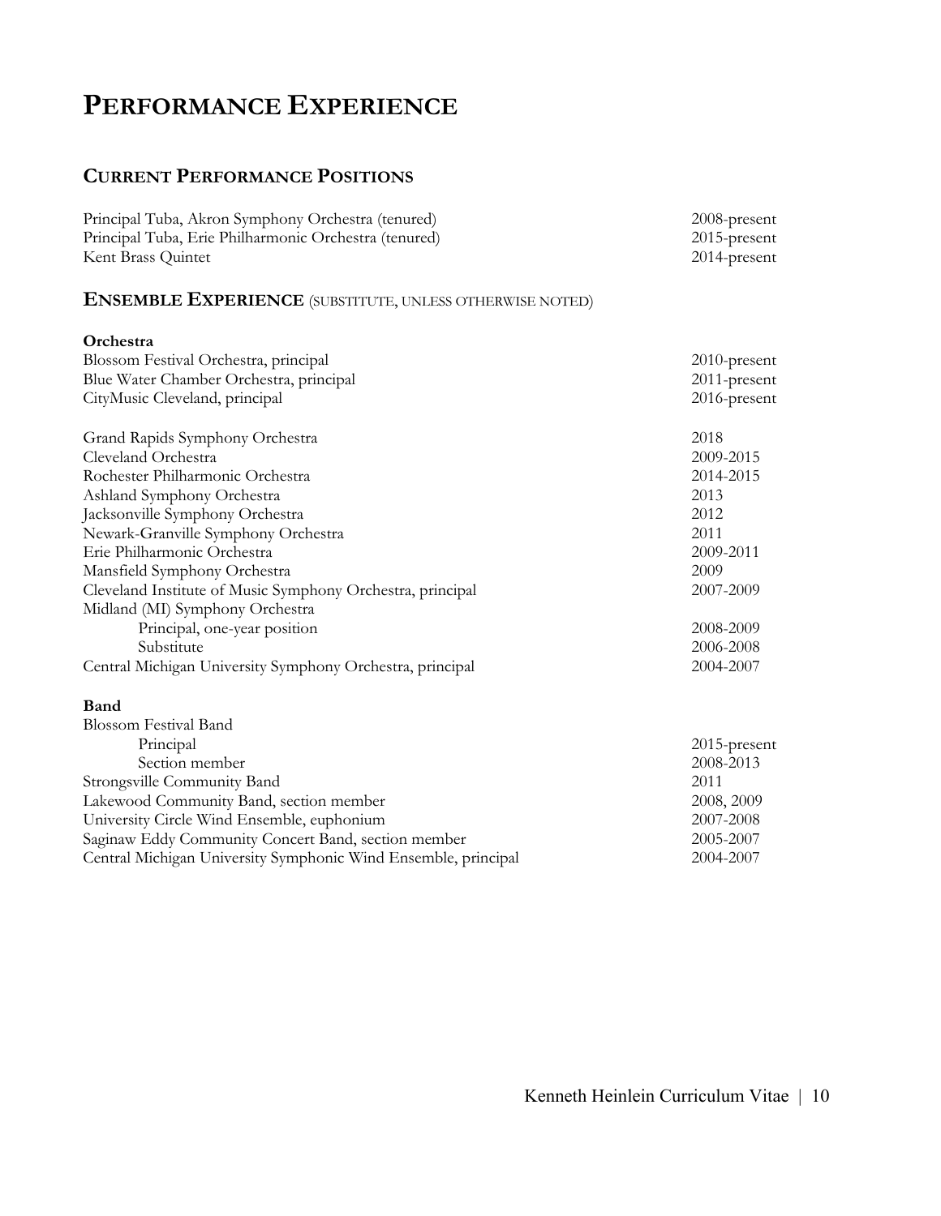# PERFORMANCE EXPERIENCE

## CURRENT PERFORMANCE POSITIONS

| | |
|---|---|
| Principal Tuba, Akron Symphony Orchestra (tenured) | 2008-present |
| Principal Tuba, Erie Philharmonic Orchestra (tenured) | 2015-present |
| Kent Brass Quintet | 2014-present |

## ENSEMBLE EXPERIENCE (SUBSTITUTE, UNLESS OTHERWISE NOTED)

**Orchestra**

| | |
|---|---|
| Blossom Festival Orchestra, principal | 2010-present |
| Blue Water Chamber Orchestra, principal | 2011-present |
| CityMusic Cleveland, principal | 2016-present |
| | |
| Grand Rapids Symphony Orchestra | 2018 |
| Cleveland Orchestra | 2009-2015 |
| Rochester Philharmonic Orchestra | 2014-2015 |
| Ashland Symphony Orchestra | 2013 |
| Jacksonville Symphony Orchestra | 2012 |
| Newark-Granville Symphony Orchestra | 2011 |
| Erie Philharmonic Orchestra | 2009-2011 |
| Mansfield Symphony Orchestra | 2009 |
| Cleveland Institute of Music Symphony Orchestra, principal | 2007-2009 |
| Midland (MI) Symphony Orchestra | |
| Principal, one-year position | 2008-2009 |
| Substitute | 2006-2008 |
| Central Michigan University Symphony Orchestra, principal | 2004-2007 |

**Band**

| | |
|---|---|
| Blossom Festival Band | |
| Principal | 2015-present |
| Section member | 2008-2013 |
| Strongsville Community Band | 2011 |
| Lakewood Community Band, section member | 2008, 2009 |
| University Circle Wind Ensemble, euphonium | 2007-2008 |
| Saginaw Eddy Community Concert Band, section member | 2005-2007 |
| Central Michigan University Symphonic Wind Ensemble, principal | 2004-2007 |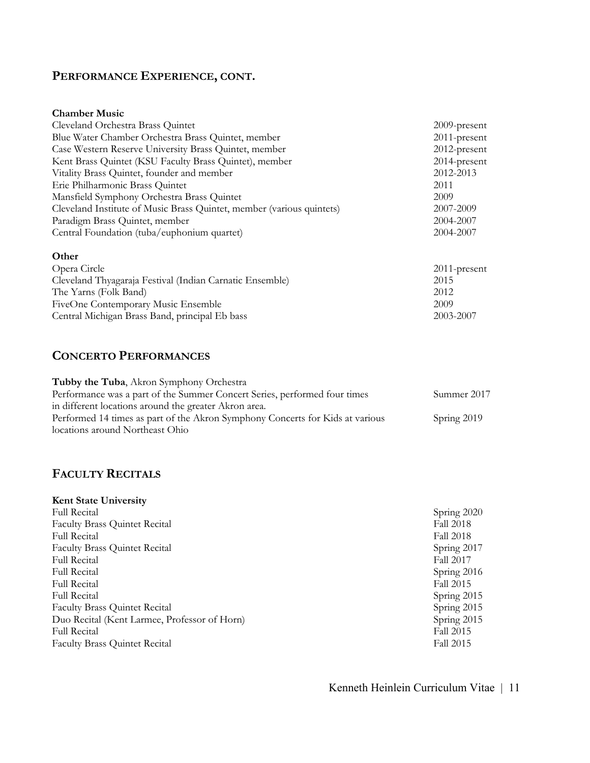## Performance Experience, cont.

**Chamber Music**

| | |
|---|---|
| Cleveland Orchestra Brass Quintet | 2009-present |
| Blue Water Chamber Orchestra Brass Quintet, member | 2011-present |
| Case Western Reserve University Brass Quintet, member | 2012-present |
| Kent Brass Quintet (KSU Faculty Brass Quintet), member | 2014-present |
| Vitality Brass Quintet, founder and member | 2012-2013 |
| Erie Philharmonic Brass Quintet | 2011 |
| Mansfield Symphony Orchestra Brass Quintet | 2009 |
| Cleveland Institute of Music Brass Quintet, member (various quintets) | 2007-2009 |
| Paradigm Brass Quintet, member | 2004-2007 |
| Central Foundation (tuba/euphonium quartet) | 2004-2007 |

**Other**

| | |
|---|---|
| Opera Circle | 2011-present |
| Cleveland Thyagaraja Festival (Indian Carnatic Ensemble) | 2015 |
| The Yarns (Folk Band) | 2012 |
| FiveOne Contemporary Music Ensemble | 2009 |
| Central Michigan Brass Band, principal Eb bass | 2003-2007 |

## Concerto Performances

**Tubby the Tuba**, Akron Symphony Orchestra

| | |
|---|---|
| Performance was a part of the Summer Concert Series, performed four times in different locations around the greater Akron area. | Summer 2017 |
| Performed 14 times as part of the Akron Symphony Concerts for Kids at various locations around Northeast Ohio | Spring 2019 |

## Faculty Recitals

**Kent State University**

| | |
|---|---|
| Full Recital | Spring 2020 |
| Faculty Brass Quintet Recital | Fall 2018 |
| Full Recital | Fall 2018 |
| Faculty Brass Quintet Recital | Spring 2017 |
| Full Recital | Fall 2017 |
| Full Recital | Spring 2016 |
| Full Recital | Fall 2015 |
| Full Recital | Spring 2015 |
| Faculty Brass Quintet Recital | Spring 2015 |
| Duo Recital (Kent Larmee, Professor of Horn) | Spring 2015 |
| Full Recital | Fall 2015 |
| Faculty Brass Quintet Recital | Fall 2015 |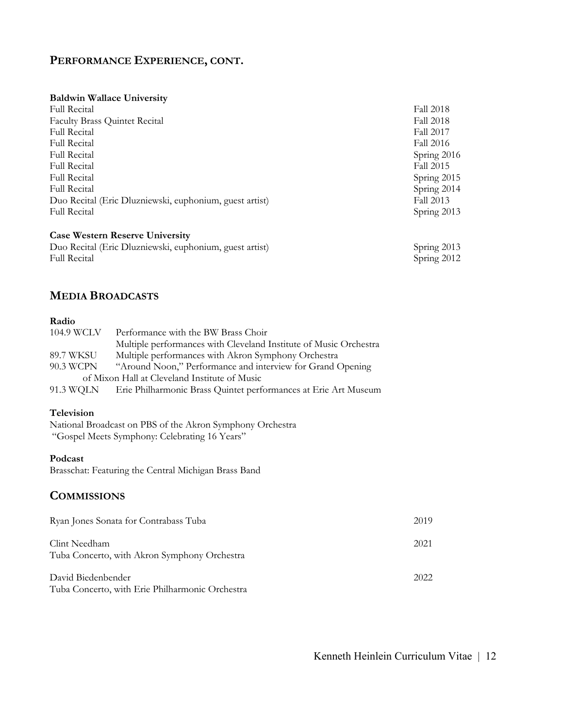## PERFORMANCE EXPERIENCE, CONT.

**Baldwin Wallace University**

| | |
|---|---|
| Full Recital | Fall 2018 |
| Faculty Brass Quintet Recital | Fall 2018 |
| Full Recital | Fall 2017 |
| Full Recital | Fall 2016 |
| Full Recital | Spring 2016 |
| Full Recital | Fall 2015 |
| Full Recital | Spring 2015 |
| Full Recital | Spring 2014 |
| Duo Recital (Eric Dluzniewski, euphonium, guest artist) | Fall 2013 |
| Full Recital | Spring 2013 |

**Case Western Reserve University**

| | |
|---|---|
| Duo Recital (Eric Dluzniewski, euphonium, guest artist) | Spring 2013 |
| Full Recital | Spring 2012 |

## MEDIA BROADCASTS

**Radio**

| | |
|---|---|
| 104.9 WCLV | Performance with the BW Brass Choir |
| | Multiple performances with Cleveland Institute of Music Orchestra |
| 89.7 WKSU | Multiple performances with Akron Symphony Orchestra |
| 90.3 WCPN | "Around Noon," Performance and interview for Grand Opening of Mixon Hall at Cleveland Institute of Music |
| 91.3 WQLN | Erie Philharmonic Brass Quintet performances at Erie Art Museum |

**Television**

National Broadcast on PBS of the Akron Symphony Orchestra
"Gospel Meets Symphony: Celebrating 16 Years"

**Podcast**

Brasschat: Featuring the Central Michigan Brass Band

## COMMISSIONS

| | |
|---|---|
| Ryan Jones Sonata for Contrabass Tuba | 2019 |
| Clint Needham<br>Tuba Concerto, with Akron Symphony Orchestra | 2021 |
| David Biedenbender<br>Tuba Concerto, with Erie Philharmonic Orchestra | 2022 |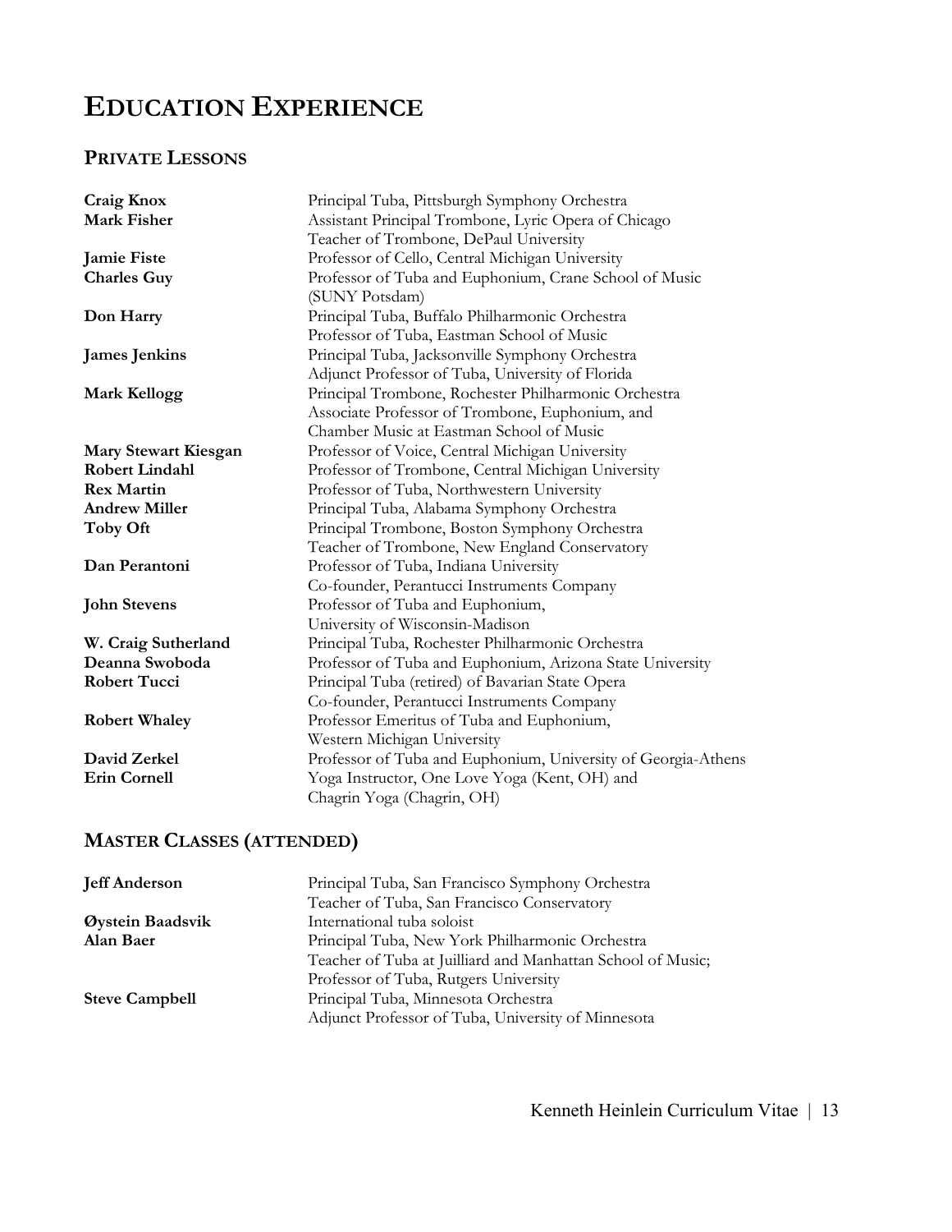# Education Experience

## Private Lessons

| | |
|---|---|
| **Craig Knox** | Principal Tuba, Pittsburgh Symphony Orchestra |
| **Mark Fisher** | Assistant Principal Trombone, Lyric Opera of Chicago<br>Teacher of Trombone, DePaul University |
| **Jamie Fiste** | Professor of Cello, Central Michigan University |
| **Charles Guy** | Professor of Tuba and Euphonium, Crane School of Music (SUNY Potsdam) |
| **Don Harry** | Principal Tuba, Buffalo Philharmonic Orchestra<br>Professor of Tuba, Eastman School of Music |
| **James Jenkins** | Principal Tuba, Jacksonville Symphony Orchestra<br>Adjunct Professor of Tuba, University of Florida |
| **Mark Kellogg** | Principal Trombone, Rochester Philharmonic Orchestra<br>Associate Professor of Trombone, Euphonium, and Chamber Music at Eastman School of Music |
| **Mary Stewart Kiesgan** | Professor of Voice, Central Michigan University |
| **Robert Lindahl** | Professor of Trombone, Central Michigan University |
| **Rex Martin** | Professor of Tuba, Northwestern University |
| **Andrew Miller** | Principal Tuba, Alabama Symphony Orchestra |
| **Toby Oft** | Principal Trombone, Boston Symphony Orchestra<br>Teacher of Trombone, New England Conservatory |
| **Dan Perantoni** | Professor of Tuba, Indiana University<br>Co-founder, Perantucci Instruments Company |
| **John Stevens** | Professor of Tuba and Euphonium, University of Wisconsin-Madison |
| **W. Craig Sutherland** | Principal Tuba, Rochester Philharmonic Orchestra |
| **Deanna Swoboda** | Professor of Tuba and Euphonium, Arizona State University |
| **Robert Tucci** | Principal Tuba (retired) of Bavarian State Opera<br>Co-founder, Perantucci Instruments Company |
| **Robert Whaley** | Professor Emeritus of Tuba and Euphonium, Western Michigan University |
| **David Zerkel** | Professor of Tuba and Euphonium, University of Georgia-Athens |
| **Erin Cornell** | Yoga Instructor, One Love Yoga (Kent, OH) and Chagrin Yoga (Chagrin, OH) |

## Master Classes (Attended)

| | |
|---|---|
| **Jeff Anderson** | Principal Tuba, San Francisco Symphony Orchestra<br>Teacher of Tuba, San Francisco Conservatory |
| **Øystein Baadsvik** | International tuba soloist |
| **Alan Baer** | Principal Tuba, New York Philharmonic Orchestra<br>Teacher of Tuba at Juilliard and Manhattan School of Music;<br>Professor of Tuba, Rutgers University |
| **Steve Campbell** | Principal Tuba, Minnesota Orchestra<br>Adjunct Professor of Tuba, University of Minnesota |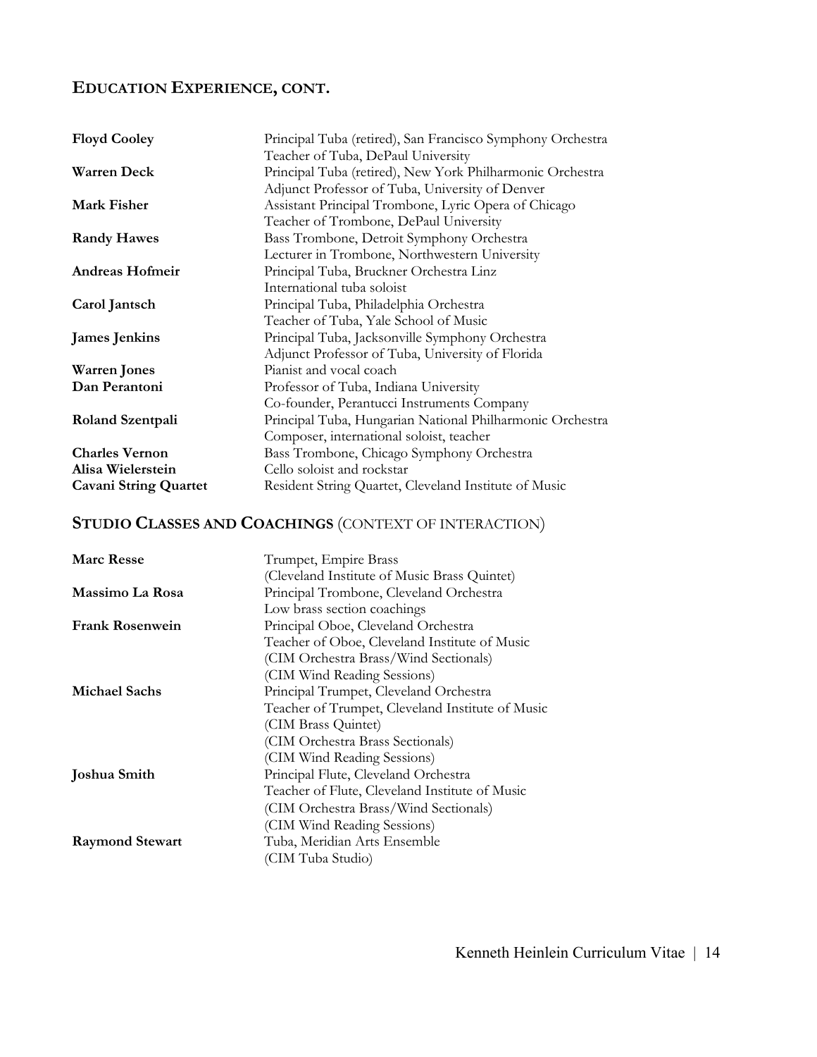## EDUCATION EXPERIENCE, CONT.

| | |
|---|---|
| **Floyd Cooley** | Principal Tuba (retired), San Francisco Symphony Orchestra<br>Teacher of Tuba, DePaul University |
| **Warren Deck** | Principal Tuba (retired), New York Philharmonic Orchestra<br>Adjunct Professor of Tuba, University of Denver |
| **Mark Fisher** | Assistant Principal Trombone, Lyric Opera of Chicago<br>Teacher of Trombone, DePaul University |
| **Randy Hawes** | Bass Trombone, Detroit Symphony Orchestra<br>Lecturer in Trombone, Northwestern University |
| **Andreas Hofmeir** | Principal Tuba, Bruckner Orchestra Linz<br>International tuba soloist |
| **Carol Jantsch** | Principal Tuba, Philadelphia Orchestra<br>Teacher of Tuba, Yale School of Music |
| **James Jenkins** | Principal Tuba, Jacksonville Symphony Orchestra<br>Adjunct Professor of Tuba, University of Florida |
| **Warren Jones** | Pianist and vocal coach |
| **Dan Perantoni** | Professor of Tuba, Indiana University<br>Co-founder, Perantucci Instruments Company |
| **Roland Szentpali** | Principal Tuba, Hungarian National Philharmonic Orchestra<br>Composer, international soloist, teacher |
| **Charles Vernon** | Bass Trombone, Chicago Symphony Orchestra |
| **Alisa Wielerstein** | Cello soloist and rockstar |
| **Cavani String Quartet** | Resident String Quartet, Cleveland Institute of Music |

## STUDIO CLASSES AND COACHINGS (CONTEXT OF INTERACTION)

| | |
|---|---|
| **Marc Resse** | Trumpet, Empire Brass<br>(Cleveland Institute of Music Brass Quintet) |
| **Massimo La Rosa** | Principal Trombone, Cleveland Orchestra<br>Low brass section coachings |
| **Frank Rosenwein** | Principal Oboe, Cleveland Orchestra<br>Teacher of Oboe, Cleveland Institute of Music<br>(CIM Orchestra Brass/Wind Sectionals)<br>(CIM Wind Reading Sessions) |
| **Michael Sachs** | Principal Trumpet, Cleveland Orchestra<br>Teacher of Trumpet, Cleveland Institute of Music<br>(CIM Brass Quintet)<br>(CIM Orchestra Brass Sectionals)<br>(CIM Wind Reading Sessions) |
| **Joshua Smith** | Principal Flute, Cleveland Orchestra<br>Teacher of Flute, Cleveland Institute of Music<br>(CIM Orchestra Brass/Wind Sectionals)<br>(CIM Wind Reading Sessions) |
| **Raymond Stewart** | Tuba, Meridian Arts Ensemble<br>(CIM Tuba Studio) |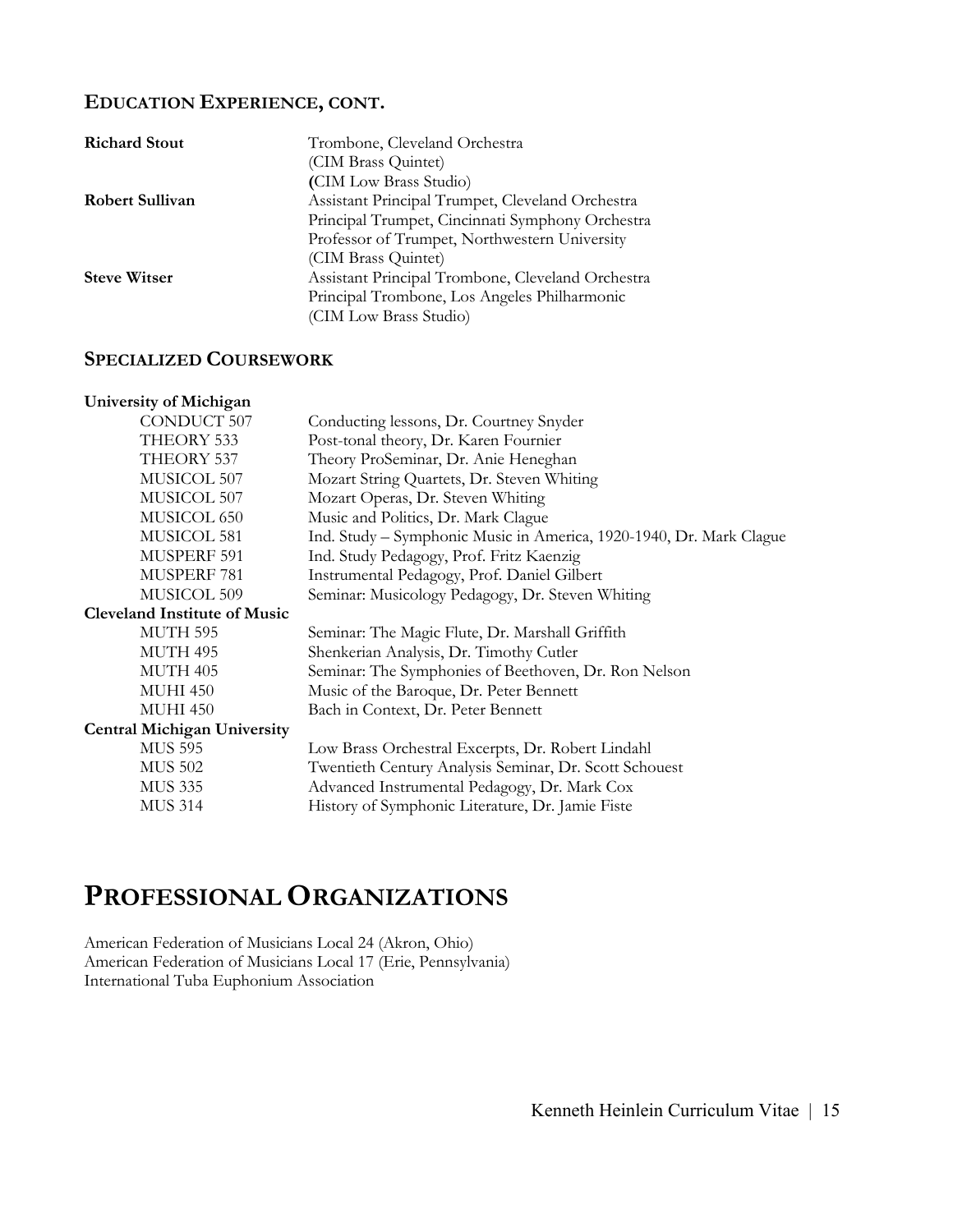### EDUCATION EXPERIENCE, CONT.

| | |
|---|---|
| **Richard Stout** | Trombone, Cleveland Orchestra<br>(CIM Brass Quintet)<br>**(**CIM Low Brass Studio) |
| **Robert Sullivan** | Assistant Principal Trumpet, Cleveland Orchestra<br>Principal Trumpet, Cincinnati Symphony Orchestra<br>Professor of Trumpet, Northwestern University<br>(CIM Brass Quintet) |
| **Steve Witser** | Assistant Principal Trombone, Cleveland Orchestra<br>Principal Trombone, Los Angeles Philharmonic<br>(CIM Low Brass Studio) |

### SPECIALIZED COURSEWORK

**University of Michigan**

| | |
|---|---|
| CONDUCT 507 | Conducting lessons, Dr. Courtney Snyder |
| THEORY 533 | Post-tonal theory, Dr. Karen Fournier |
| THEORY 537 | Theory ProSeminar, Dr. Anie Heneghan |
| MUSICOL 507 | Mozart String Quartets, Dr. Steven Whiting |
| MUSICOL 507 | Mozart Operas, Dr. Steven Whiting |
| MUSICOL 650 | Music and Politics, Dr. Mark Clague |
| MUSICOL 581 | Ind. Study – Symphonic Music in America, 1920-1940, Dr. Mark Clague |
| MUSPERF 591 | Ind. Study Pedagogy, Prof. Fritz Kaenzig |
| MUSPERF 781 | Instrumental Pedagogy, Prof. Daniel Gilbert |
| MUSICOL 509 | Seminar: Musicology Pedagogy, Dr. Steven Whiting |

**Cleveland Institute of Music**

| | |
|---|---|
| MUTH 595 | Seminar: The Magic Flute, Dr. Marshall Griffith |
| MUTH 495 | Shenkerian Analysis, Dr. Timothy Cutler |
| MUTH 405 | Seminar: The Symphonies of Beethoven, Dr. Ron Nelson |
| MUHI 450 | Music of the Baroque, Dr. Peter Bennett |
| MUHI 450 | Bach in Context, Dr. Peter Bennett |

**Central Michigan University**

| | |
|---|---|
| MUS 595 | Low Brass Orchestral Excerpts, Dr. Robert Lindahl |
| MUS 502 | Twentieth Century Analysis Seminar, Dr. Scott Schouest |
| MUS 335 | Advanced Instrumental Pedagogy, Dr. Mark Cox |
| MUS 314 | History of Symphonic Literature, Dr. Jamie Fiste |

# PROFESSIONAL ORGANIZATIONS

American Federation of Musicians Local 24 (Akron, Ohio)
American Federation of Musicians Local 17 (Erie, Pennsylvania)
International Tuba Euphonium Association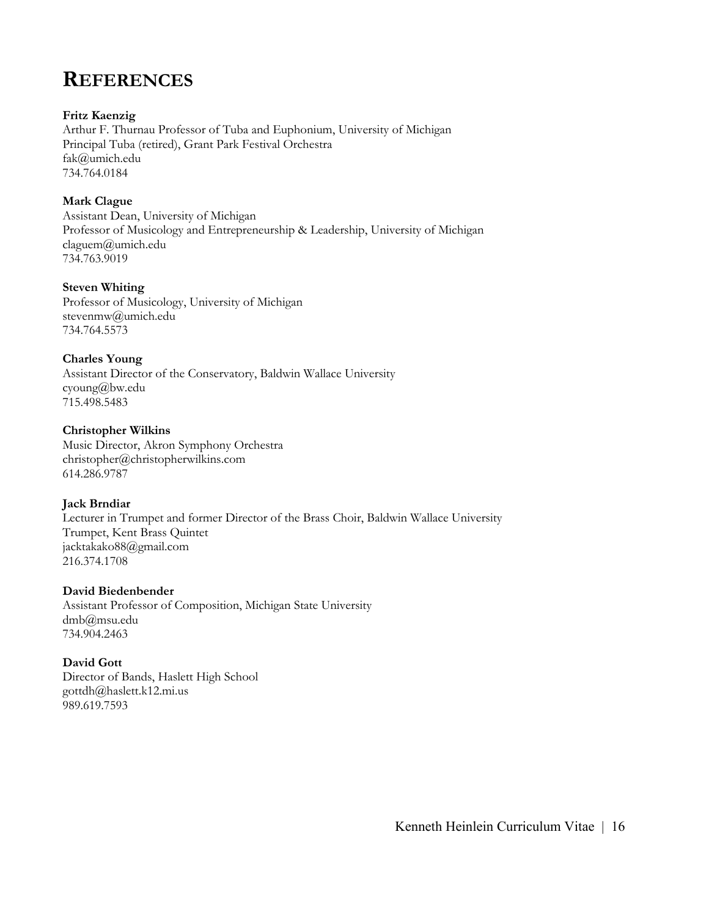# REFERENCES

**Fritz Kaenzig**
Arthur F. Thurnau Professor of Tuba and Euphonium, University of Michigan
Principal Tuba (retired), Grant Park Festival Orchestra
fak@umich.edu
734.764.0184

**Mark Clague**
Assistant Dean, University of Michigan
Professor of Musicology and Entrepreneurship & Leadership, University of Michigan
claguem@umich.edu
734.763.9019

**Steven Whiting**
Professor of Musicology, University of Michigan
stevenmw@umich.edu
734.764.5573

**Charles Young**
Assistant Director of the Conservatory, Baldwin Wallace University
cyoung@bw.edu
715.498.5483

**Christopher Wilkins**
Music Director, Akron Symphony Orchestra
christopher@christopherwilkins.com
614.286.9787

**Jack Brndiar**
Lecturer in Trumpet and former Director of the Brass Choir, Baldwin Wallace University
Trumpet, Kent Brass Quintet
jacktakako88@gmail.com
216.374.1708

**David Biedenbender**
Assistant Professor of Composition, Michigan State University
dmb@msu.edu
734.904.2463

**David Gott**
Director of Bands, Haslett High School
gottdh@haslett.k12.mi.us
989.619.7593